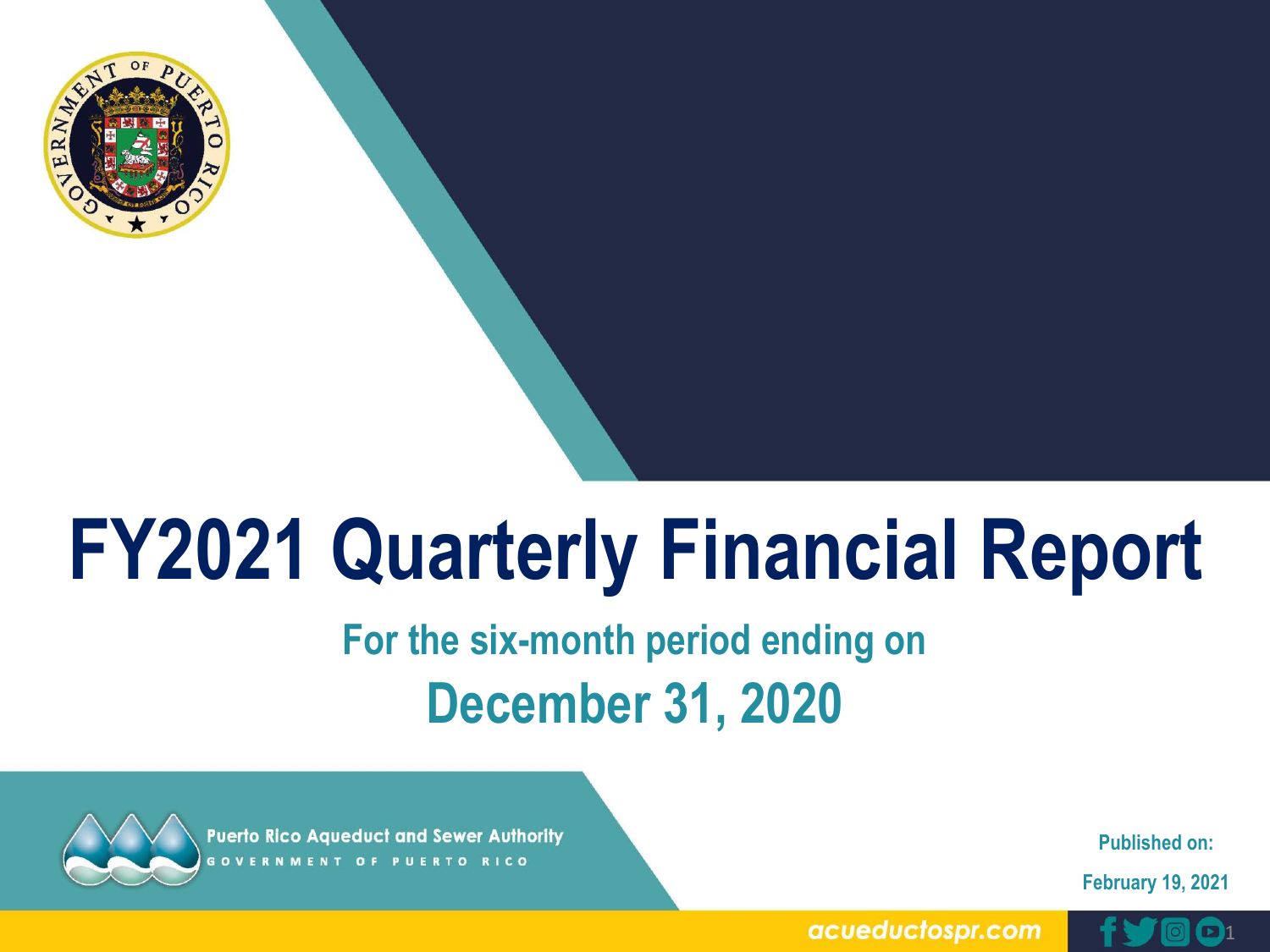# FY2021 Quarterly Financial Report

## For the six-month period ending on

## December 31, 2020

Puerto Rico Aqueduct and Sewer Authority

GOVERNMENT OF PUERTO RICO

Published on:

February 19, 2021

acueductospr.com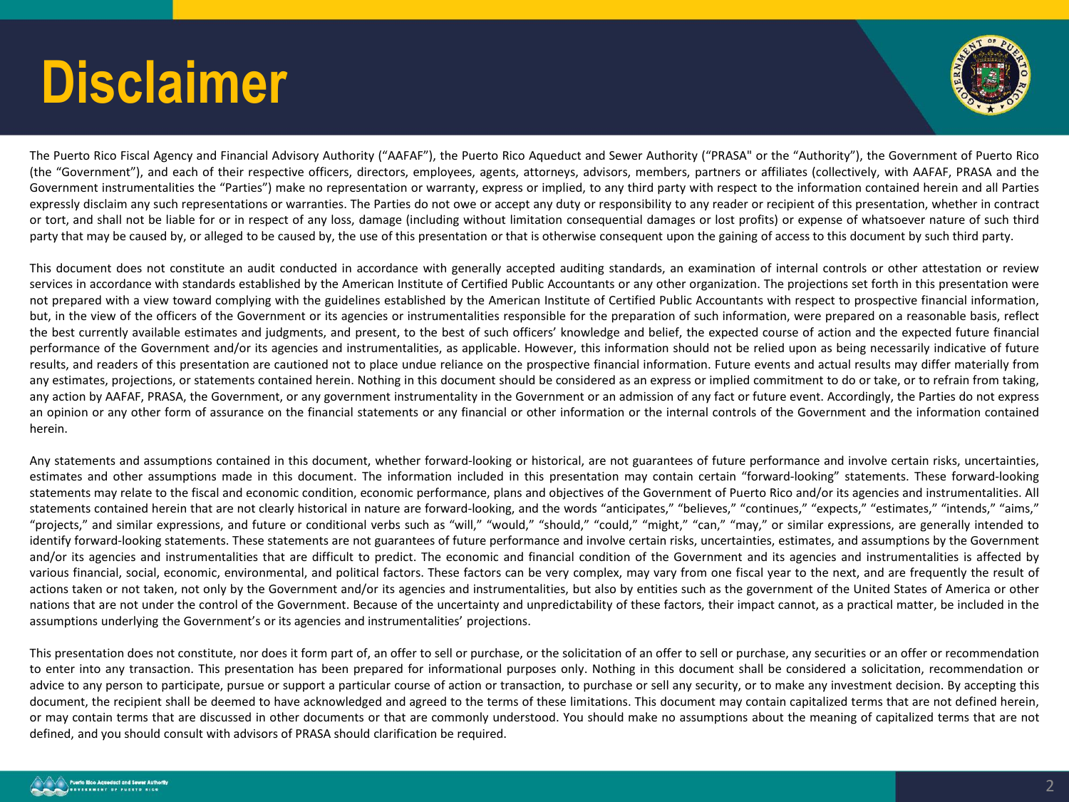# Disclaimer

The Puerto Rico Fiscal Agency and Financial Advisory Authority ("AAFAF"), the Puerto Rico Aqueduct and Sewer Authority ("PRASA" or the "Authority"), the Government of Puerto Rico (the "Government"), and each of their respective officers, directors, employees, agents, attorneys, advisors, members, partners or affiliates (collectively, with AAFAF, PRASA and the Government instrumentalities the "Parties") make no representation or warranty, express or implied, to any third party with respect to the information contained herein and all Parties expressly disclaim any such representations or warranties. The Parties do not owe or accept any duty or responsibility to any reader or recipient of this presentation, whether in contract or tort, and shall not be liable for or in respect of any loss, damage (including without limitation consequential damages or lost profits) or expense of whatsoever nature of such third party that may be caused by, or alleged to be caused by, the use of this presentation or that is otherwise consequent upon the gaining of access to this document by such third party.

This document does not constitute an audit conducted in accordance with generally accepted auditing standards, an examination of internal controls or other attestation or review services in accordance with standards established by the American Institute of Certified Public Accountants or any other organization. The projections set forth in this presentation were not prepared with a view toward complying with the guidelines established by the American Institute of Certified Public Accountants with respect to prospective financial information, but, in the view of the officers of the Government or its agencies or instrumentalities responsible for the preparation of such information, were prepared on a reasonable basis, reflect the best currently available estimates and judgments, and present, to the best of such officers' knowledge and belief, the expected course of action and the expected future financial performance of the Government and/or its agencies and instrumentalities, as applicable. However, this information should not be relied upon as being necessarily indicative of future results, and readers of this presentation are cautioned not to place undue reliance on the prospective financial information. Future events and actual results may differ materially from any estimates, projections, or statements contained herein. Nothing in this document should be considered as an express or implied commitment to do or take, or to refrain from taking, any action by AAFAF, PRASA, the Government, or any government instrumentality in the Government or an admission of any fact or future event. Accordingly, the Parties do not express an opinion or any other form of assurance on the financial statements or any financial or other information or the internal controls of the Government and the information contained herein.

Any statements and assumptions contained in this document, whether forward-looking or historical, are not guarantees of future performance and involve certain risks, uncertainties, estimates and other assumptions made in this document. The information included in this presentation may contain certain "forward-looking" statements. These forward-looking statements may relate to the fiscal and economic condition, economic performance, plans and objectives of the Government of Puerto Rico and/or its agencies and instrumentalities. All statements contained herein that are not clearly historical in nature are forward-looking, and the words "anticipates," "believes," "continues," "expects," "estimates," "intends," "aims," "projects," and similar expressions, and future or conditional verbs such as "will," "would," "should," "could," "might," "can," "may," or similar expressions, are generally intended to identify forward-looking statements. These statements are not guarantees of future performance and involve certain risks, uncertainties, estimates, and assumptions by the Government and/or its agencies and instrumentalities that are difficult to predict. The economic and financial condition of the Government and its agencies and instrumentalities is affected by various financial, social, economic, environmental, and political factors. These factors can be very complex, may vary from one fiscal year to the next, and are frequently the result of actions taken or not taken, not only by the Government and/or its agencies and instrumentalities, but also by entities such as the government of the United States of America or other nations that are not under the control of the Government. Because of the uncertainty and unpredictability of these factors, their impact cannot, as a practical matter, be included in the assumptions underlying the Government's or its agencies and instrumentalities' projections.

This presentation does not constitute, nor does it form part of, an offer to sell or purchase, or the solicitation of an offer to sell or purchase, any securities or an offer or recommendation to enter into any transaction. This presentation has been prepared for informational purposes only. Nothing in this document shall be considered a solicitation, recommendation or advice to any person to participate, pursue or support a particular course of action or transaction, to purchase or sell any security, or to make any investment decision. By accepting this document, the recipient shall be deemed to have acknowledged and agreed to the terms of these limitations. This document may contain capitalized terms that are not defined herein, or may contain terms that are discussed in other documents or that are commonly understood. You should make no assumptions about the meaning of capitalized terms that are not defined, and you should consult with advisors of PRASA should clarification be required.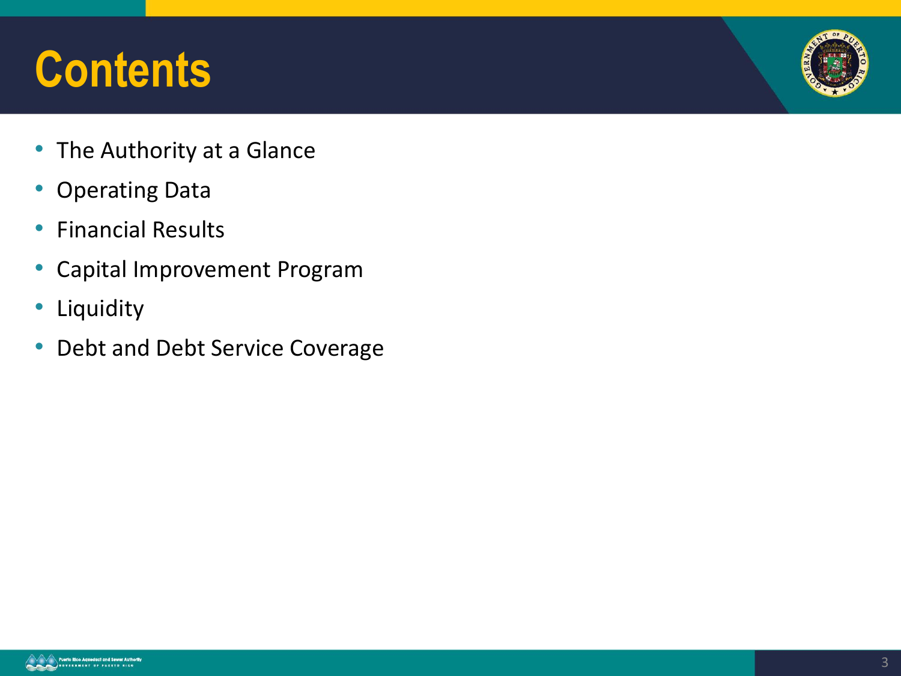# Contents

- The Authority at a Glance
- Operating Data
- Financial Results
- Capital Improvement Program
- Liquidity
- Debt and Debt Service Coverage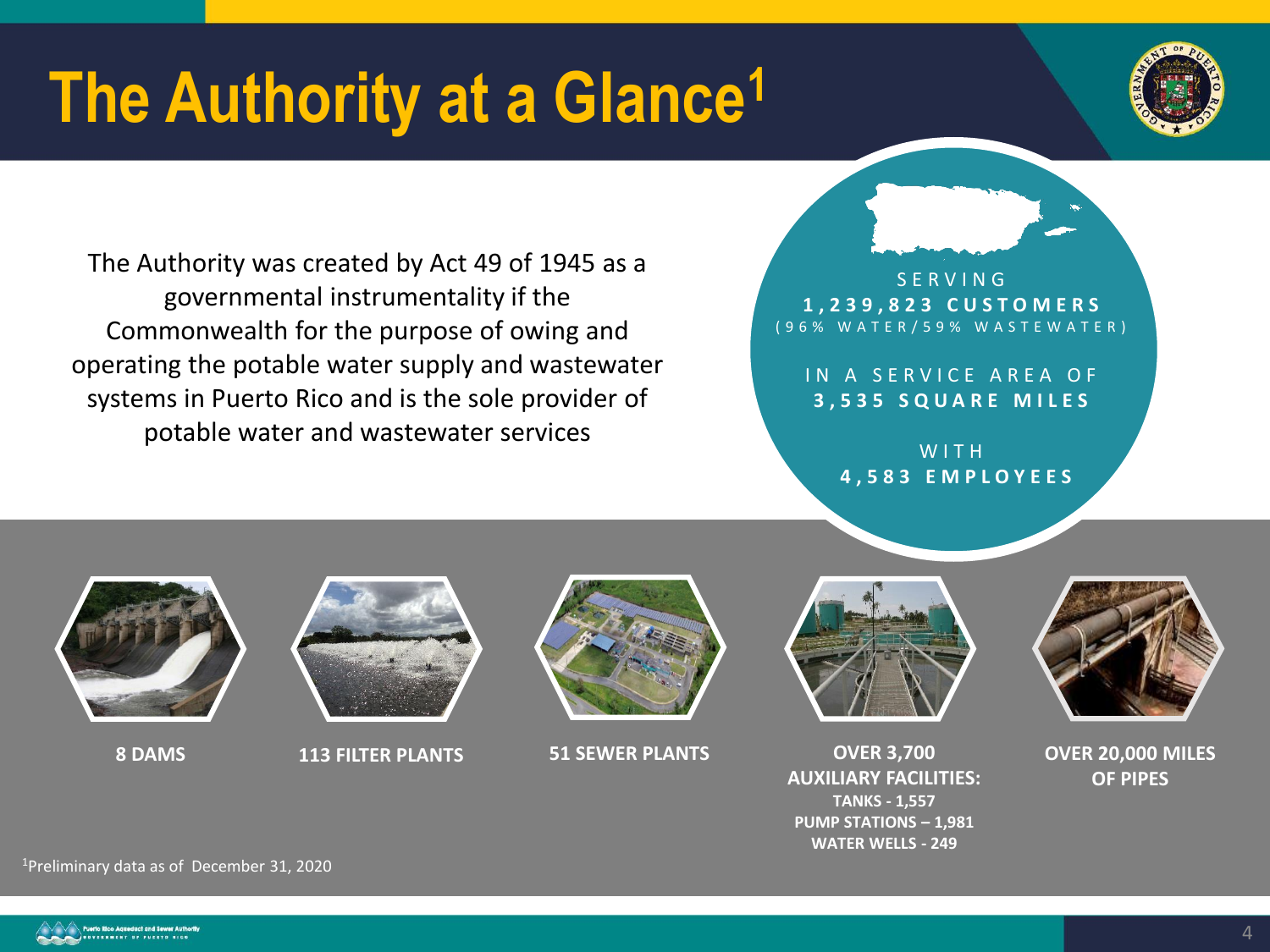# The Authority at a Glance[1]

The Authority was created by Act 49 of 1945 as a governmental instrumentality if the Commonwealth for the purpose of owing and operating the potable water supply and wastewater systems in Puerto Rico and is the sole provider of potable water and wastewater services

SERVING
**1,239,823 CUSTOMERS**
(96% WATER/59% WASTEWATER)

IN A SERVICE AREA OF
**3,535 SQUARE MILES**

WITH
**4,583 EMPLOYEES**

**8 DAMS**

**113 FILTER PLANTS**

**51 SEWER PLANTS**

**OVER 3,700 AUXILIARY FACILITIES:**
**TANKS - 1,557**
**PUMP STATIONS – 1,981**
**WATER WELLS - 249**

**OVER 20,000 MILES OF PIPES**

[1]Preliminary data as of December 31, 2020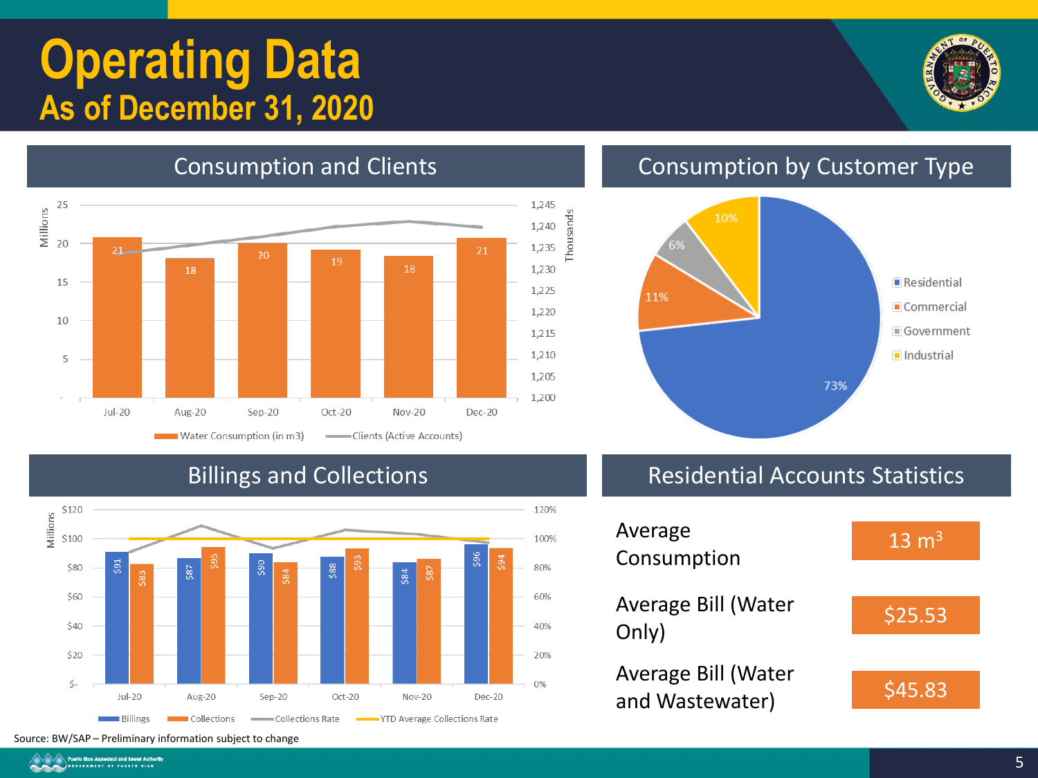# Operating Data
## As of December 31, 2020

## Consumption and Clients

| Month | Water Consumption (in m3) (Millions) |
|---|---|
| Jul-20 | 21 |
| Aug-20 | 18 |
| Sep-20 | 20 |
| Oct-20 | 19 |
| Nov-20 | 18 |
| Dec-20 | 21 |

Water Consumption (in m3) — Clients (Active Accounts) (Thousands)

## Consumption by Customer Type

| Customer Type | Share |
|---|---|
| Residential | 73% |
| Commercial | 11% |
| Government | 6% |
| Industrial | 10% |

## Billings and Collections

| Month | Billings (Millions) | Collections (Millions) |
|---|---|---|
| Jul-20 | $91 | $83 |
| Aug-20 | $87 | $95 |
| Sep-20 | $90 | $84 |
| Oct-20 | $88 | $93 |
| Nov-20 | $84 | $87 |
| Dec-20 | $96 | $94 |

Billings — Collections — Collections Rate — YTD Average Collections Rate

## Residential Accounts Statistics

| Statistic | Value |
|---|---|
| Average Consumption | 13 $m^3$ |
| Average Bill (Water Only) | $25.53 |
| Average Bill (Water and Wastewater) | $45.83 |

Source: BW/SAP – Preliminary information subject to change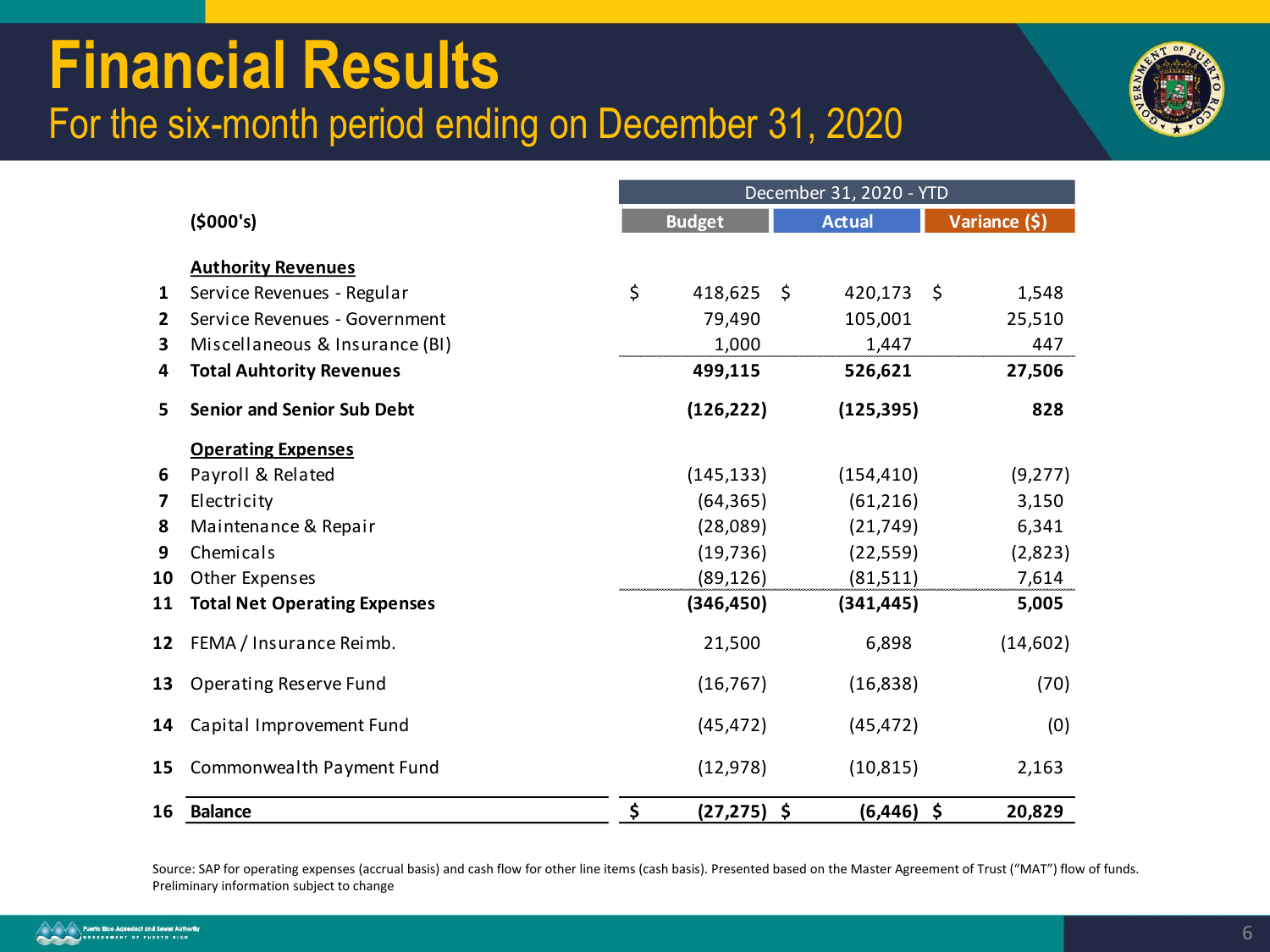# Financial Results

## For the six-month period ending on December 31, 2020

| # | ($000's) | December 31, 2020 - YTD | | |
|---|---|---|---|---|
| | | Budget | Actual | Variance ($) |
| | **Authority Revenues** | | | |
| 1 | Service Revenues - Regular | $ 418,625 | $ 420,173 | $ 1,548 |
| 2 | Service Revenues - Government | 79,490 | 105,001 | 25,510 |
| 3 | Miscellaneous & Insurance (BI) | 1,000 | 1,447 | 447 |
| 4 | **Total Auhtority Revenues** | **499,115** | **526,621** | **27,506** |
| 5 | **Senior and Senior Sub Debt** | **(126,222)** | **(125,395)** | **828** |
| | **Operating Expenses** | | | |
| 6 | Payroll & Related | (145,133) | (154,410) | (9,277) |
| 7 | Electricity | (64,365) | (61,216) | 3,150 |
| 8 | Maintenance & Repair | (28,089) | (21,749) | 6,341 |
| 9 | Chemicals | (19,736) | (22,559) | (2,823) |
| 10 | Other Expenses | (89,126) | (81,511) | 7,614 |
| 11 | **Total Net Operating Expenses** | **(346,450)** | **(341,445)** | **5,005** |
| 12 | FEMA / Insurance Reimb. | 21,500 | 6,898 | (14,602) |
| 13 | Operating Reserve Fund | (16,767) | (16,838) | (70) |
| 14 | Capital Improvement Fund | (45,472) | (45,472) | (0) |
| 15 | Commonwealth Payment Fund | (12,978) | (10,815) | 2,163 |
| 16 | **Balance** | **$ (27,275)** | **$ (6,446)** | **$ 20,829** |

Source: SAP for operating expenses (accrual basis) and cash flow for other line items (cash basis). Presented based on the Master Agreement of Trust ("MAT") flow of funds. Preliminary information subject to change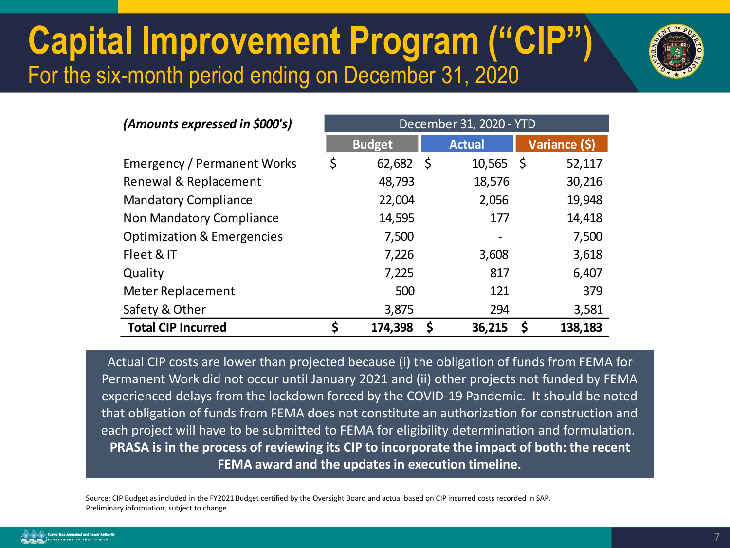# Capital Improvement Program ("CIP")

## For the six-month period ending on December 31, 2020

| *(Amounts expressed in $000's)* | December 31, 2020 - YTD | | |
|---|---|---|---|
| | Budget | Actual | Variance ($) |
| Emergency / Permanent Works | $ 62,682 | $ 10,565 | $ 52,117 |
| Renewal & Replacement | 48,793 | 18,576 | 30,216 |
| Mandatory Compliance | 22,004 | 2,056 | 19,948 |
| Non Mandatory Compliance | 14,595 | 177 | 14,418 |
| Optimization & Emergencies | 7,500 | - | 7,500 |
| Fleet & IT | 7,226 | 3,608 | 3,618 |
| Quality | 7,225 | 817 | 6,407 |
| Meter Replacement | 500 | 121 | 379 |
| Safety & Other | 3,875 | 294 | 3,581 |
| **Total CIP Incurred** | **$ 174,398** | **$ 36,215** | **$ 138,183** |

Actual CIP costs are lower than projected because (i) the obligation of funds from FEMA for Permanent Work did not occur until January 2021 and (ii) other projects not funded by FEMA experienced delays from the lockdown forced by the COVID-19 Pandemic. It should be noted that obligation of funds from FEMA does not constitute an authorization for construction and each project will have to be submitted to FEMA for eligibility determination and formulation. **PRASA is in the process of reviewing its CIP to incorporate the impact of both: the recent FEMA award and the updates in execution timeline.**

Source: CIP Budget as included in the FY2021 Budget certified by the Oversight Board and actual based on CIP incurred costs recorded in SAP.
Preliminary information, subject to change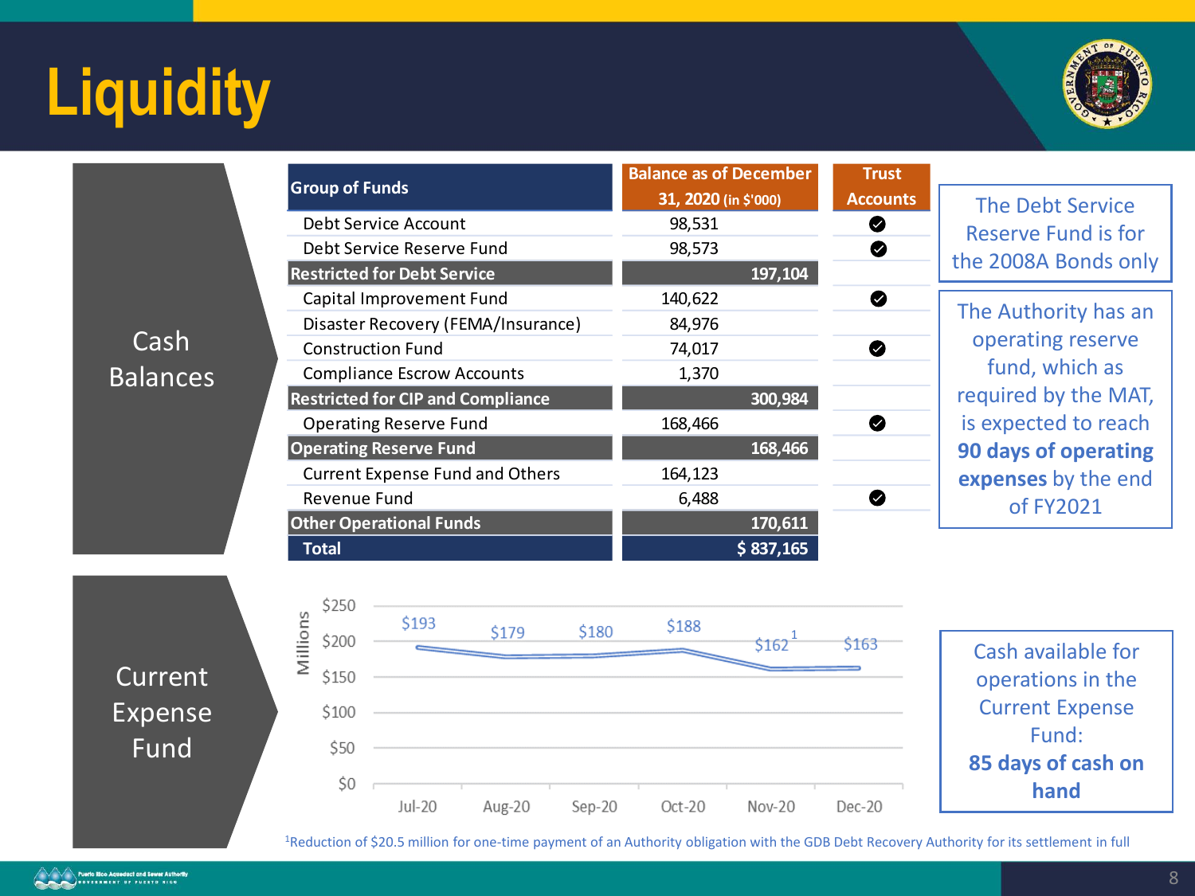# Liquidity

## Cash Balances

| Group of Funds | Balance as of December 31, 2020 (in $'000) | Trust Accounts |
|---|---|---|
| Debt Service Account | 98,531 | ✔ |
| Debt Service Reserve Fund | 98,573 | ✔ |
| **Restricted for Debt Service** | **197,104** | |
| Capital Improvement Fund | 140,622 | ✔ |
| Disaster Recovery (FEMA/Insurance) | 84,976 | |
| Construction Fund | 74,017 | ✔ |
| Compliance Escrow Accounts | 1,370 | |
| **Restricted for CIP and Compliance** | **300,984** | |
| Operating Reserve Fund | 168,466 | ✔ |
| **Operating Reserve Fund** | **168,466** | |
| Current Expense Fund and Others | 164,123 | |
| Revenue Fund | 6,488 | ✔ |
| **Other Operational Funds** | **170,611** | |
| **Total** | **$ 837,165** | |

The Debt Service Reserve Fund is for the 2008A Bonds only

The Authority has an operating reserve fund, which as required by the MAT, is expected to reach **90 days of operating expenses** by the end of FY2021

## Current Expense Fund

| Month | Millions |
|---|---|
| Jul-20 | $193 |
| Aug-20 | $179 |
| Sep-20 | $180 |
| Oct-20 | $188 |
| Nov-20 | $162[1] |
| Dec-20 | $163 |

Cash available for operations in the Current Expense Fund: **85 days of cash on hand**

[1]Reduction of $20.5 million for one-time payment of an Authority obligation with the GDB Debt Recovery Authority for its settlement in full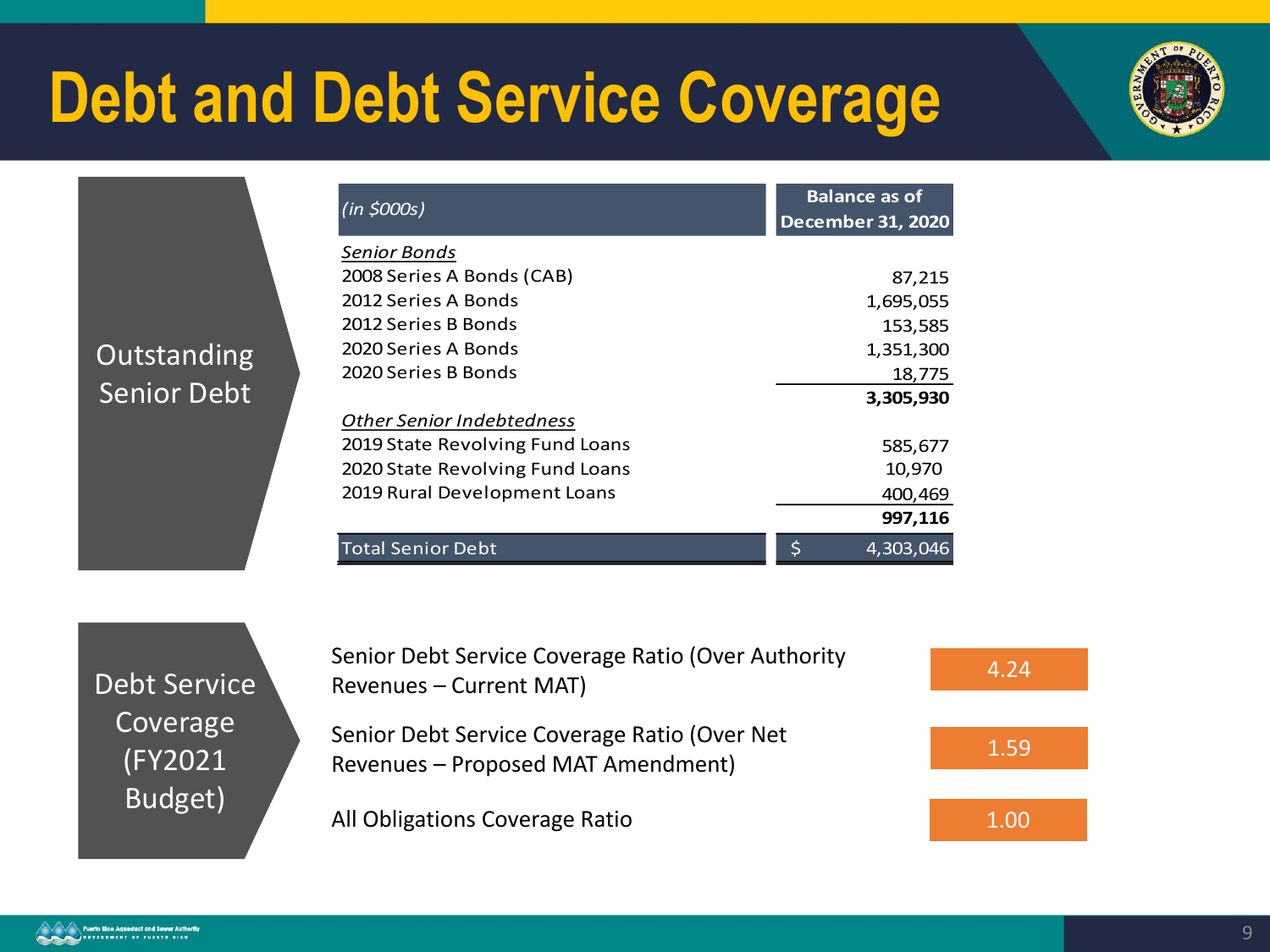# Debt and Debt Service Coverage

## Outstanding Senior Debt

| *(in $000s)* | Balance as of December 31, 2020 |
|---|---|
| ***Senior Bonds*** | |
| 2008 Series A Bonds (CAB) | 87,215 |
| 2012 Series A Bonds | 1,695,055 |
| 2012 Series B Bonds | 153,585 |
| 2020 Series A Bonds | 1,351,300 |
| 2020 Series B Bonds | 18,775 |
| | **3,305,930** |
| ***Other Senior Indebtedness*** | |
| 2019 State Revolving Fund Loans | 585,677 |
| 2020 State Revolving Fund Loans | 10,970 |
| 2019 Rural Development Loans | 400,469 |
| | **997,116** |
| Total Senior Debt | $ 4,303,046 |

## Debt Service Coverage (FY2021 Budget)

| | |
|---|---|
| Senior Debt Service Coverage Ratio (Over Authority Revenues – Current MAT) | 4.24 |
| Senior Debt Service Coverage Ratio (Over Net Revenues – Proposed MAT Amendment) | 1.59 |
| All Obligations Coverage Ratio | 1.00 |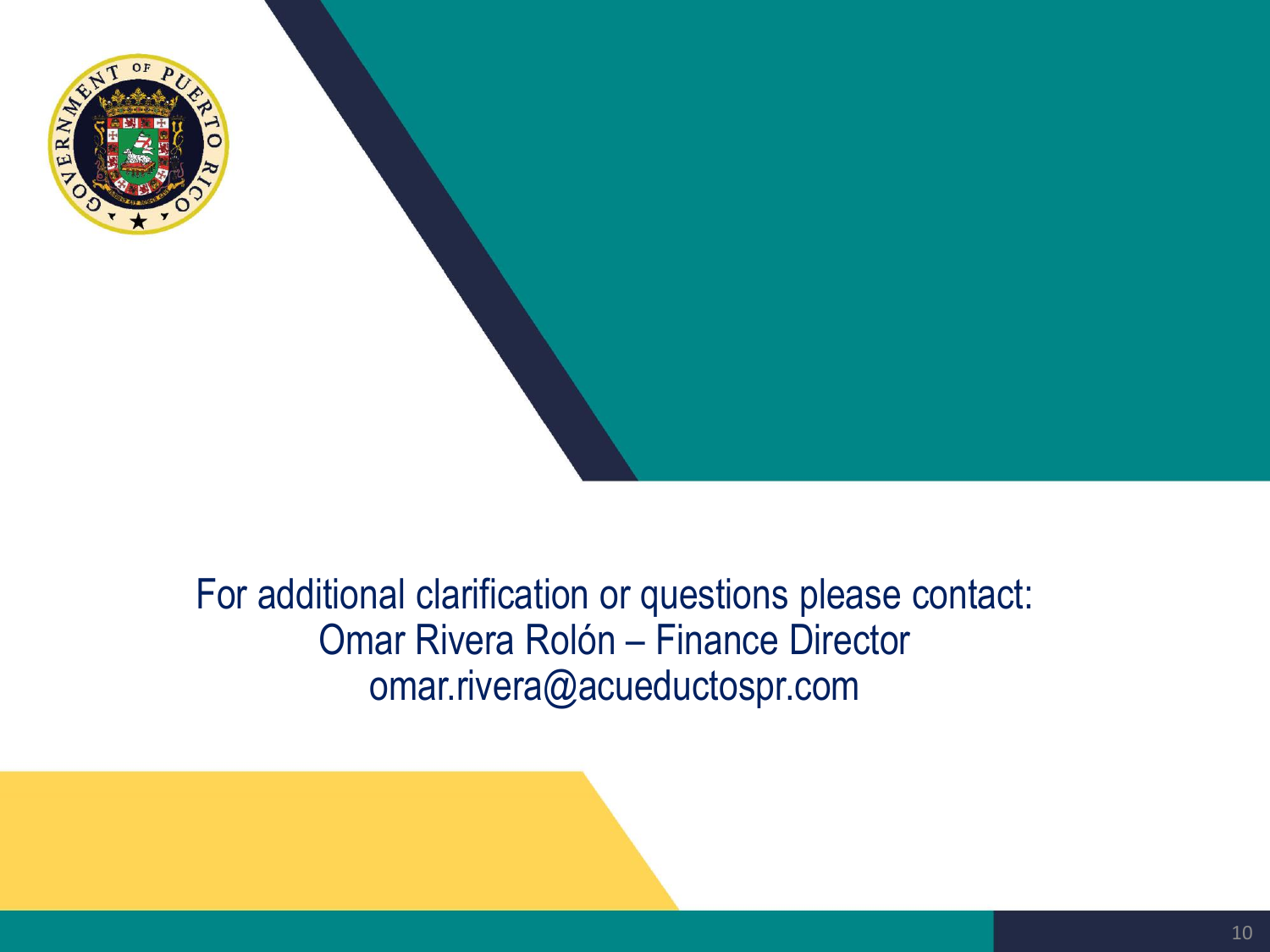For additional clarification or questions please contact:
Omar Rivera Rolón – Finance Director
omar.rivera@acueductospr.com